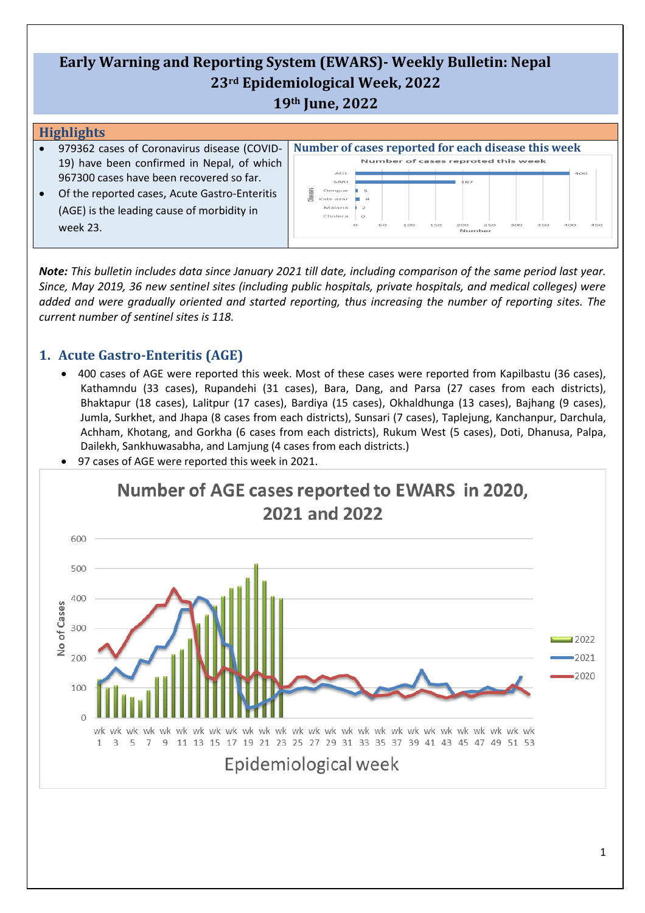# Early Warning and Reporting System (EWARS)- Weekly Bulletin: Nepal

## 23rd Epidemiological Week, 2022

## 19th June, 2022

### Highlights

- 979362 cases of Coronavirus disease (COVID-19) have been confirmed in Nepal, of which 967300 cases have been recovered so far.
- Of the reported cases, Acute Gastro-Enteritis (AGE) is the leading cause of morbidity in week 23.

**Number of cases reported for each disease this week**

| Diseases | Number |
|---|---|
| AGE | 400 |
| SARI | 187 |
| Dengue | 5 |
| Kala-azar | 8 |
| Malaria | 2 |
| Cholera | 0 |

***Note:*** *This bulletin includes data since January 2021 till date, including comparison of the same period last year. Since, May 2019, 36 new sentinel sites (including public hospitals, private hospitals, and medical colleges) were added and were gradually oriented and started reporting, thus increasing the number of reporting sites. The current number of sentinel sites is 118.*

## 1. Acute Gastro-Enteritis (AGE)

- 400 cases of AGE were reported this week. Most of these cases were reported from Kapilbastu (36 cases), Kathamndu (33 cases), Rupandehi (31 cases), Bara, Dang, and Parsa (27 cases from each districts), Bhaktapur (18 cases), Lalitpur (17 cases), Bardiya (15 cases), Okhaldhunga (13 cases), Bajhang (9 cases), Jumla, Surkhet, and Jhapa (8 cases from each districts), Sunsari (7 cases), Taplejung, Kanchanpur, Darchula, Achham, Khotang, and Gorkha (6 cases from each districts), Rukum West (5 cases), Doti, Dhanusa, Palpa, Dailekh, Sankhuwasabha, and Lamjung (4 cases from each districts.)
- 97 cases of AGE were reported this week in 2021.

**Number of AGE cases reported to EWARS in 2020, 2021 and 2022**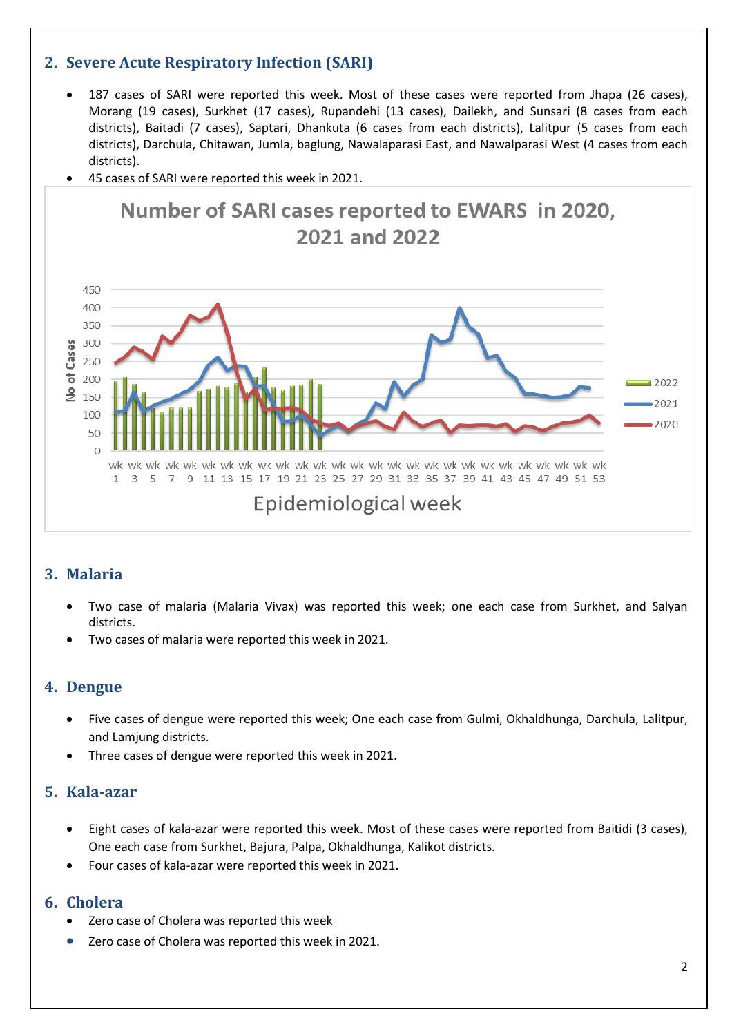## 2. Severe Acute Respiratory Infection (SARI)

- 187 cases of SARI were reported this week. Most of these cases were reported from Jhapa (26 cases), Morang (19 cases), Surkhet (17 cases), Rupandehi (13 cases), Dailekh, and Sunsari (8 cases from each districts), Baitadi (7 cases), Saptari, Dhankuta (6 cases from each districts), Lalitpur (5 cases from each districts), Darchula, Chitawan, Jumla, baglung, Nawalaparasi East, and Nawalparasi West (4 cases from each districts).
- 45 cases of SARI were reported this week in 2021.

## 3. Malaria

- Two case of malaria (Malaria Vivax) was reported this week; one each case from Surkhet, and Salyan districts.
- Two cases of malaria were reported this week in 2021.

## 4. Dengue

- Five cases of dengue were reported this week; One each case from Gulmi, Okhaldhunga, Darchula, Lalitpur, and Lamjung districts.
- Three cases of dengue were reported this week in 2021.

## 5. Kala-azar

- Eight cases of kala-azar were reported this week. Most of these cases were reported from Baitidi (3 cases), One each case from Surkhet, Bajura, Palpa, Okhaldhunga, Kalikot districts.
- Four cases of kala-azar were reported this week in 2021.

## 6. Cholera

- Zero case of Cholera was reported this week
- Zero case of Cholera was reported this week in 2021.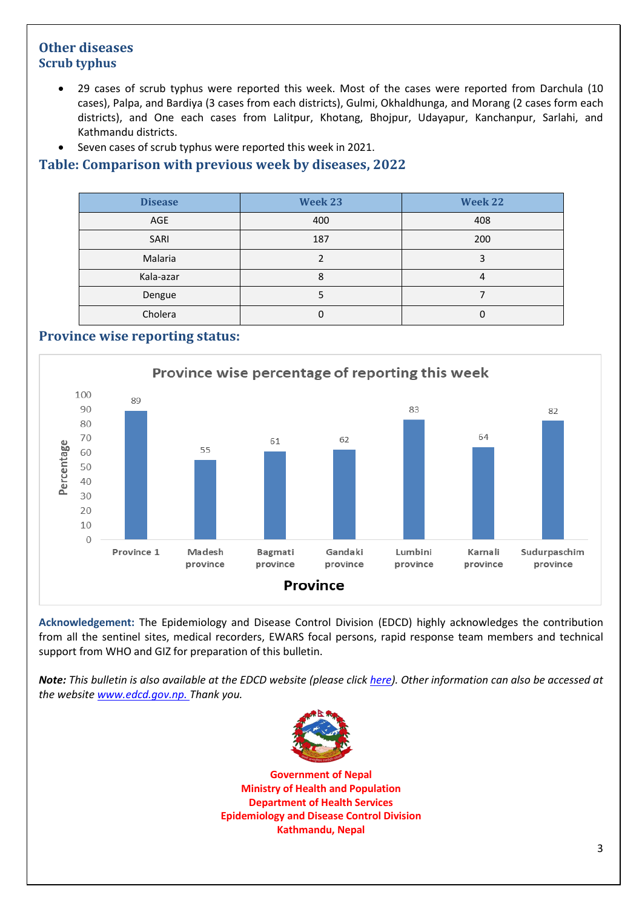# Other diseases

## Scrub typhus

- 29 cases of scrub typhus were reported this week. Most of the cases were reported from Darchula (10 cases), Palpa, and Bardiya (3 cases from each districts), Gulmi, Okhaldhunga, and Morang (2 cases form each districts), and One each cases from Lalitpur, Khotang, Bhojpur, Udayapur, Kanchanpur, Sarlahi, and Kathmandu districts.
- Seven cases of scrub typhus were reported this week in 2021.

## Table: Comparison with previous week by diseases, 2022

| Disease | Week 23 | Week 22 |
|---|---|---|
| AGE | 400 | 408 |
| SARI | 187 | 200 |
| Malaria | 2 | 3 |
| Kala-azar | 8 | 4 |
| Dengue | 5 | 7 |
| Cholera | 0 | 0 |

## Province wise reporting status:

Province wise percentage of reporting this week

Percentage

100
90
80
70
60
50
40
30
20
10
0

89
55
61
62
83
64
82

Province 1
Madesh province
Bagmati province
Gandaki province
Lumbini province
Karnali province
Sudurpaschim province

Province

**Acknowledgement:** The Epidemiology and Disease Control Division (EDCD) highly acknowledges the contribution from all the sentinel sites, medical recorders, EWARS focal persons, rapid response team members and technical support from WHO and GIZ for preparation of this bulletin.

***Note:*** *This bulletin is also available at the EDCD website (please click [here](#)). Other information can also be accessed at the website [www.edcd.gov.np.](http://www.edcd.gov.np) Thank you.*

**Government of Nepal**
**Ministry of Health and Population**
**Department of Health Services**
**Epidemiology and Disease Control Division**
**Kathmandu, Nepal**